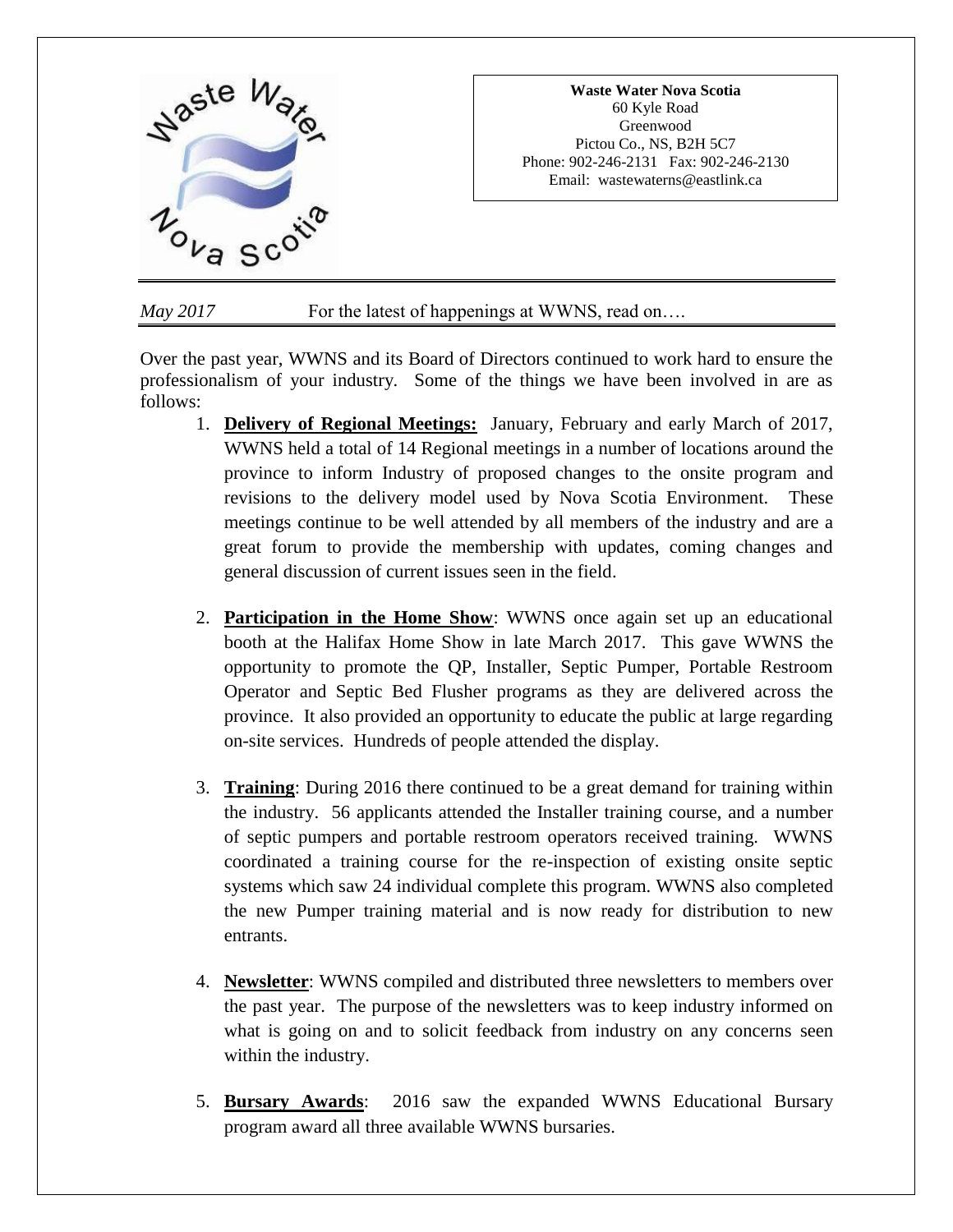**Waste Water Nova Scotia**
60 Kyle Road
Greenwood
Pictou Co., NS, B2H 5C7
Phone: 902-246-2131 Fax: 902-246-2130
Email: wastewaterns@eastlink.ca

*May 2017* For the latest of happenings at WWNS, read on….

Over the past year, WWNS and its Board of Directors continued to work hard to ensure the professionalism of your industry. Some of the things we have been involved in are as follows:

1. **Delivery of Regional Meetings:** January, February and early March of 2017, WWNS held a total of 14 Regional meetings in a number of locations around the province to inform Industry of proposed changes to the onsite program and revisions to the delivery model used by Nova Scotia Environment. These meetings continue to be well attended by all members of the industry and are a great forum to provide the membership with updates, coming changes and general discussion of current issues seen in the field.

2. **Participation in the Home Show**: WWNS once again set up an educational booth at the Halifax Home Show in late March 2017. This gave WWNS the opportunity to promote the QP, Installer, Septic Pumper, Portable Restroom Operator and Septic Bed Flusher programs as they are delivered across the province. It also provided an opportunity to educate the public at large regarding on-site services. Hundreds of people attended the display.

3. **Training**: During 2016 there continued to be a great demand for training within the industry. 56 applicants attended the Installer training course, and a number of septic pumpers and portable restroom operators received training. WWNS coordinated a training course for the re-inspection of existing onsite septic systems which saw 24 individual complete this program. WWNS also completed the new Pumper training material and is now ready for distribution to new entrants.

4. **Newsletter**: WWNS compiled and distributed three newsletters to members over the past year. The purpose of the newsletters was to keep industry informed on what is going on and to solicit feedback from industry on any concerns seen within the industry.

5. **Bursary Awards**: 2016 saw the expanded WWNS Educational Bursary program award all three available WWNS bursaries.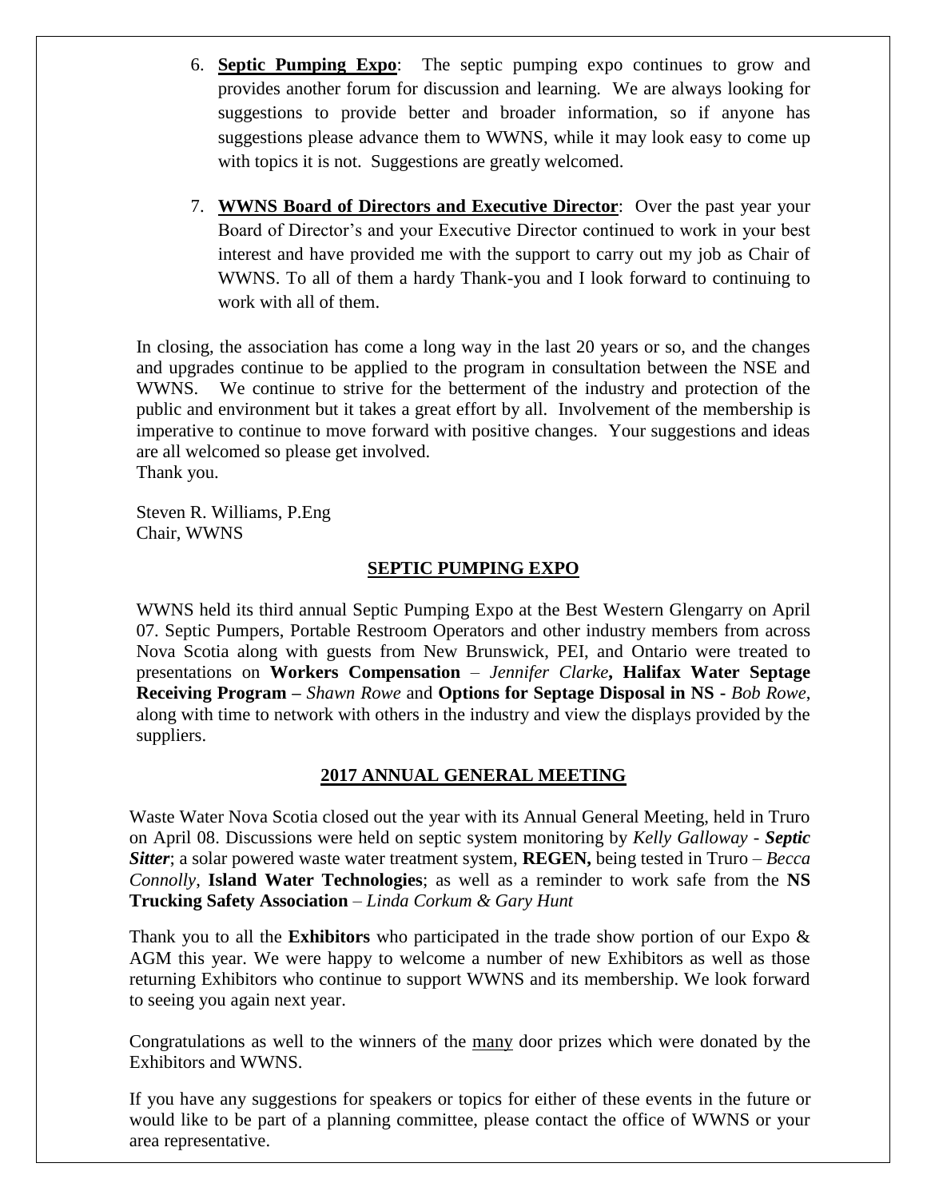6. **Septic Pumping Expo**: The septic pumping expo continues to grow and provides another forum for discussion and learning. We are always looking for suggestions to provide better and broader information, so if anyone has suggestions please advance them to WWNS, while it may look easy to come up with topics it is not. Suggestions are greatly welcomed.

7. **WWNS Board of Directors and Executive Director**: Over the past year your Board of Director's and your Executive Director continued to work in your best interest and have provided me with the support to carry out my job as Chair of WWNS. To all of them a hardy Thank-you and I look forward to continuing to work with all of them.

In closing, the association has come a long way in the last 20 years or so, and the changes and upgrades continue to be applied to the program in consultation between the NSE and WWNS. We continue to strive for the betterment of the industry and protection of the public and environment but it takes a great effort by all. Involvement of the membership is imperative to continue to move forward with positive changes. Your suggestions and ideas are all welcomed so please get involved.
Thank you.

Steven R. Williams, P.Eng
Chair, WWNS

## SEPTIC PUMPING EXPO

WWNS held its third annual Septic Pumping Expo at the Best Western Glengarry on April 07. Septic Pumpers, Portable Restroom Operators and other industry members from across Nova Scotia along with guests from New Brunswick, PEI, and Ontario were treated to presentations on **Workers Compensation** – *Jennifer Clarke***, Halifax Water Septage Receiving Program –** *Shawn Rowe* and **Options for Septage Disposal in NS -** *Bob Rowe*, along with time to network with others in the industry and view the displays provided by the suppliers.

## 2017 ANNUAL GENERAL MEETING

Waste Water Nova Scotia closed out the year with its Annual General Meeting, held in Truro on April 08. Discussions were held on septic system monitoring by *Kelly Galloway* - ***Septic Sitter***; a solar powered waste water treatment system, **REGEN,** being tested in Truro – *Becca Connolly*, **Island Water Technologies**; as well as a reminder to work safe from the **NS Trucking Safety Association** – *Linda Corkum & Gary Hunt*

Thank you to all the **Exhibitors** who participated in the trade show portion of our Expo & AGM this year. We were happy to welcome a number of new Exhibitors as well as those returning Exhibitors who continue to support WWNS and its membership. We look forward to seeing you again next year.

Congratulations as well to the winners of the many door prizes which were donated by the Exhibitors and WWNS.

If you have any suggestions for speakers or topics for either of these events in the future or would like to be part of a planning committee, please contact the office of WWNS or your area representative.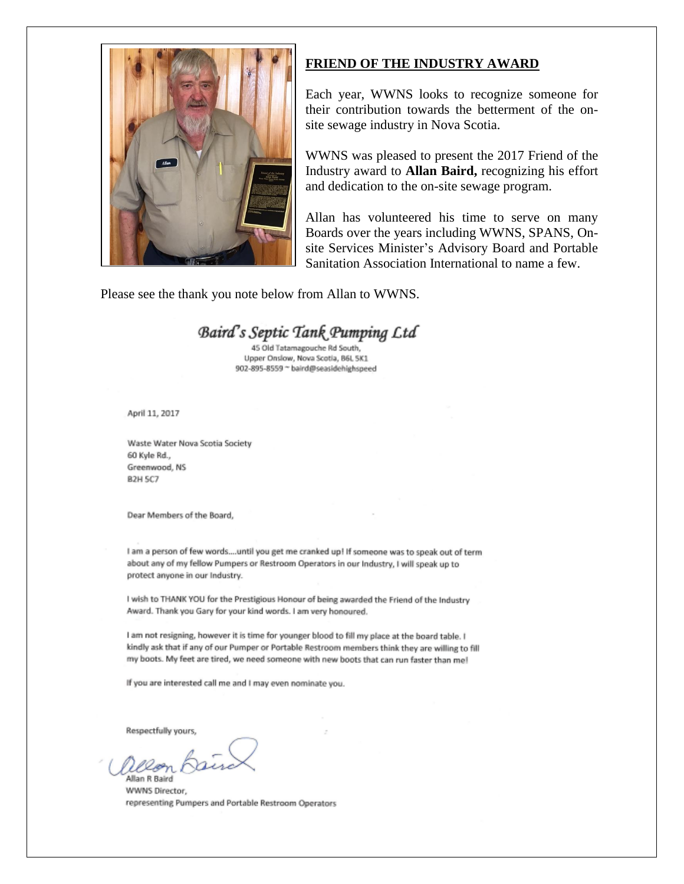## FRIEND OF THE INDUSTRY AWARD

Each year, WWNS looks to recognize someone for their contribution towards the betterment of the on-site sewage industry in Nova Scotia.

WWNS was pleased to present the 2017 Friend of the Industry award to **Allan Baird,** recognizing his effort and dedication to the on-site sewage program.

Allan has volunteered his time to serve on many Boards over the years including WWNS, SPANS, On-site Services Minister's Advisory Board and Portable Sanitation Association International to name a few.

Please see the thank you note below from Allan to WWNS.

*Baird's Septic Tank Pumping Ltd*
45 Old Tatamagouche Rd South,
Upper Onslow, Nova Scotia, B6L 5K1
902-895-8559 ~ baird@seasidehighspeed

April 11, 2017

Waste Water Nova Scotia Society
60 Kyle Rd.,
Greenwood, NS
B2H 5C7

Dear Members of the Board,

I am a person of few words....until you get me cranked up! If someone was to speak out of term about any of my fellow Pumpers or Restroom Operators in our Industry, I will speak up to protect anyone in our Industry.

I wish to THANK YOU for the Prestigious Honour of being awarded the Friend of the Industry Award. Thank you Gary for your kind words. I am very honoured.

I am not resigning, however it is time for younger blood to fill my place at the board table. I kindly ask that if any of our Pumper or Portable Restroom members think they are willing to fill my boots. My feet are tired, we need someone with new boots that can run faster than me!

If you are interested call me and I may even nominate you.

Respectfully yours,

Allan R Baird
WWNS Director,
representing Pumpers and Portable Restroom Operators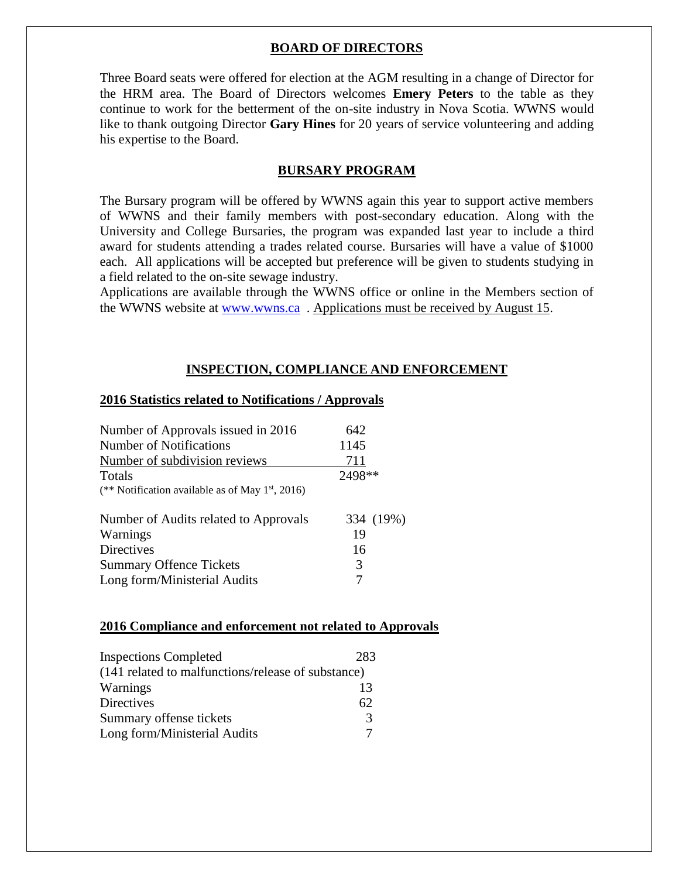## BOARD OF DIRECTORS

Three Board seats were offered for election at the AGM resulting in a change of Director for the HRM area. The Board of Directors welcomes **Emery Peters** to the table as they continue to work for the betterment of the on-site industry in Nova Scotia. WWNS would like to thank outgoing Director **Gary Hines** for 20 years of service volunteering and adding his expertise to the Board.

## BURSARY PROGRAM

The Bursary program will be offered by WWNS again this year to support active members of WWNS and their family members with post-secondary education. Along with the University and College Bursaries, the program was expanded last year to include a third award for students attending a trades related course. Bursaries will have a value of $1000 each. All applications will be accepted but preference will be given to students studying in a field related to the on-site sewage industry.

Applications are available through the WWNS office or online in the Members section of the WWNS website at www.wwns.ca . Applications must be received by August 15.

## INSPECTION, COMPLIANCE AND ENFORCEMENT

### 2016 Statistics related to Notifications / Approvals

| | |
|---|---|
| Number of Approvals issued in 2016 | 642 |
| Number of Notifications | 1145 |
| Number of subdivision reviews | 711 |
| Totals | 2498** |

(** Notification available as of May 1st, 2016)

| | |
|---|---|
| Number of Audits related to Approvals | 334 (19%) |
| Warnings | 19 |
| Directives | 16 |
| Summary Offence Tickets | 3 |
| Long form/Ministerial Audits | 7 |

### 2016 Compliance and enforcement not related to Approvals

| | |
|---|---|
| Inspections Completed (141 related to malfunctions/release of substance) | 283 |
| Warnings | 13 |
| Directives | 62 |
| Summary offense tickets | 3 |
| Long form/Ministerial Audits | 7 |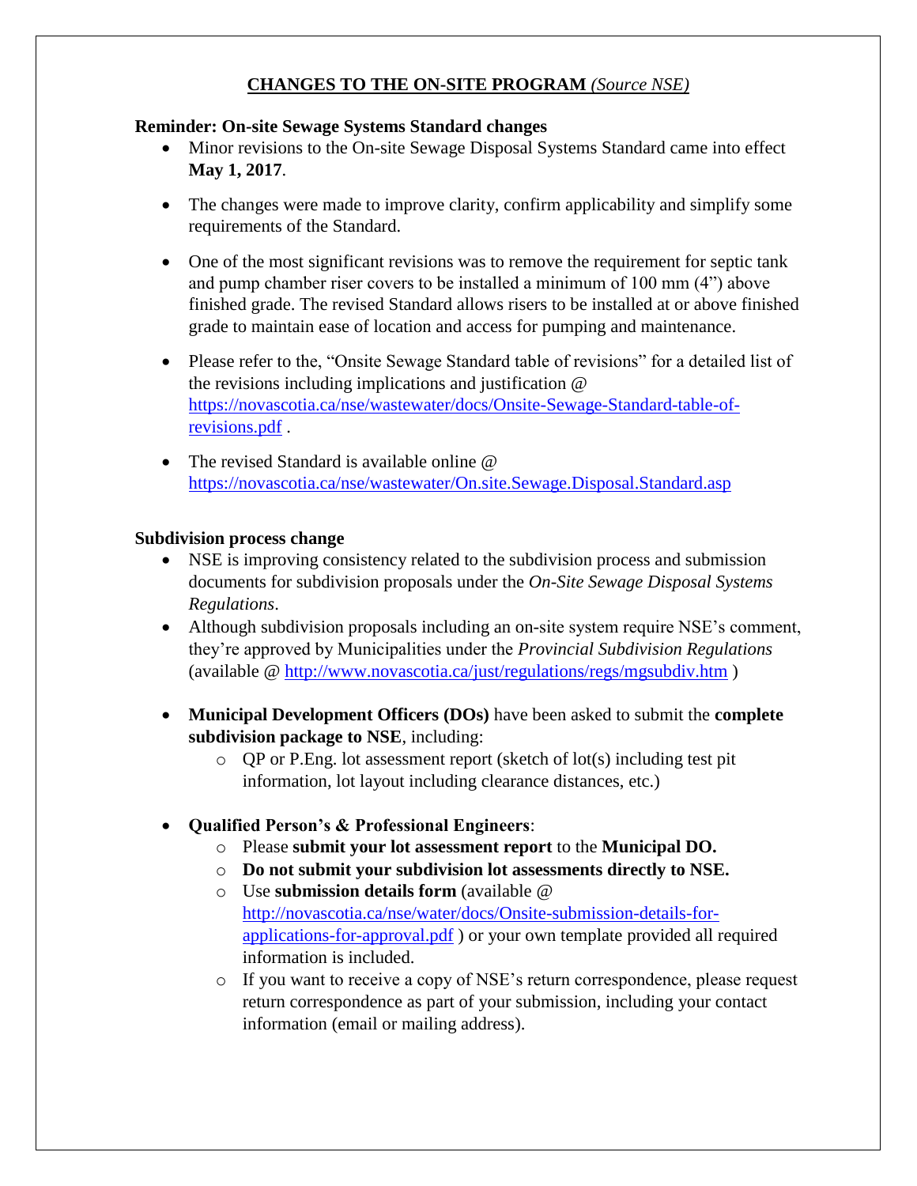## **CHANGES TO THE ON-SITE PROGRAM** *(Source NSE)*

**Reminder: On-site Sewage Systems Standard changes**

- Minor revisions to the On-site Sewage Disposal Systems Standard came into effect **May 1, 2017**.
- The changes were made to improve clarity, confirm applicability and simplify some requirements of the Standard.
- One of the most significant revisions was to remove the requirement for septic tank and pump chamber riser covers to be installed a minimum of 100 mm (4") above finished grade. The revised Standard allows risers to be installed at or above finished grade to maintain ease of location and access for pumping and maintenance.
- Please refer to the, "Onsite Sewage Standard table of revisions" for a detailed list of the revisions including implications and justification @ https://novascotia.ca/nse/wastewater/docs/Onsite-Sewage-Standard-table-of-revisions.pdf .
- The revised Standard is available online @ https://novascotia.ca/nse/wastewater/On.site.Sewage.Disposal.Standard.asp

**Subdivision process change**

- NSE is improving consistency related to the subdivision process and submission documents for subdivision proposals under the *On-Site Sewage Disposal Systems Regulations*.
- Although subdivision proposals including an on-site system require NSE's comment, they're approved by Municipalities under the *Provincial Subdivision Regulations* (available @ http://www.novascotia.ca/just/regulations/regs/mgsubdiv.htm )
- **Municipal Development Officers (DOs)** have been asked to submit the **complete subdivision package to NSE**, including:
  - QP or P.Eng. lot assessment report (sketch of lot(s) including test pit information, lot layout including clearance distances, etc.)
- **Qualified Person's & Professional Engineers**:
  - Please **submit your lot assessment report** to the **Municipal DO.**
  - **Do not submit your subdivision lot assessments directly to NSE.**
  - Use **submission details form** (available @ http://novascotia.ca/nse/water/docs/Onsite-submission-details-for-applications-for-approval.pdf ) or your own template provided all required information is included.
  - If you want to receive a copy of NSE's return correspondence, please request return correspondence as part of your submission, including your contact information (email or mailing address).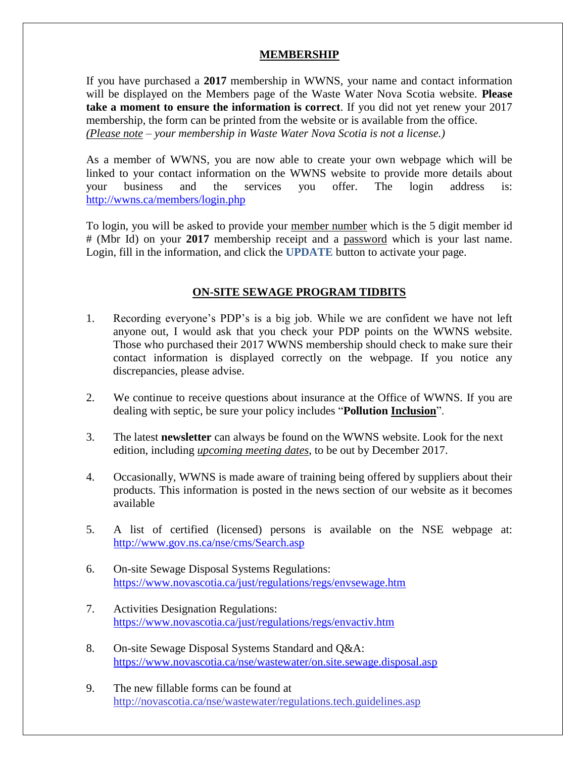## MEMBERSHIP

If you have purchased a **2017** membership in WWNS, your name and contact information will be displayed on the Members page of the Waste Water Nova Scotia website. **Please take a moment to ensure the information is correct**. If you did not yet renew your 2017 membership, the form can be printed from the website or is available from the office. *(Please note – your membership in Waste Water Nova Scotia is not a license.)*

As a member of WWNS, you are now able to create your own webpage which will be linked to your contact information on the WWNS website to provide more details about your business and the services you offer. The login address is: http://wwns.ca/members/login.php

To login, you will be asked to provide your member number which is the 5 digit member id # (Mbr Id) on your **2017** membership receipt and a password which is your last name. Login, fill in the information, and click the **UPDATE** button to activate your page.

## ON-SITE SEWAGE PROGRAM TIDBITS

1. Recording everyone's PDP's is a big job. While we are confident we have not left anyone out, I would ask that you check your PDP points on the WWNS website. Those who purchased their 2017 WWNS membership should check to make sure their contact information is displayed correctly on the webpage. If you notice any discrepancies, please advise.

2. We continue to receive questions about insurance at the Office of WWNS. If you are dealing with septic, be sure your policy includes "**Pollution Inclusion**".

3. The latest **newsletter** can always be found on the WWNS website. Look for the next edition, including *upcoming meeting dates*, to be out by December 2017.

4. Occasionally, WWNS is made aware of training being offered by suppliers about their products. This information is posted in the news section of our website as it becomes available

5. A list of certified (licensed) persons is available on the NSE webpage at: http://www.gov.ns.ca/nse/cms/Search.asp

6. On-site Sewage Disposal Systems Regulations: https://www.novascotia.ca/just/regulations/regs/envsewage.htm

7. Activities Designation Regulations: https://www.novascotia.ca/just/regulations/regs/envactiv.htm

8. On-site Sewage Disposal Systems Standard and Q&A: https://www.novascotia.ca/nse/wastewater/on.site.sewage.disposal.asp

9. The new fillable forms can be found at http://novascotia.ca/nse/wastewater/regulations.tech.guidelines.asp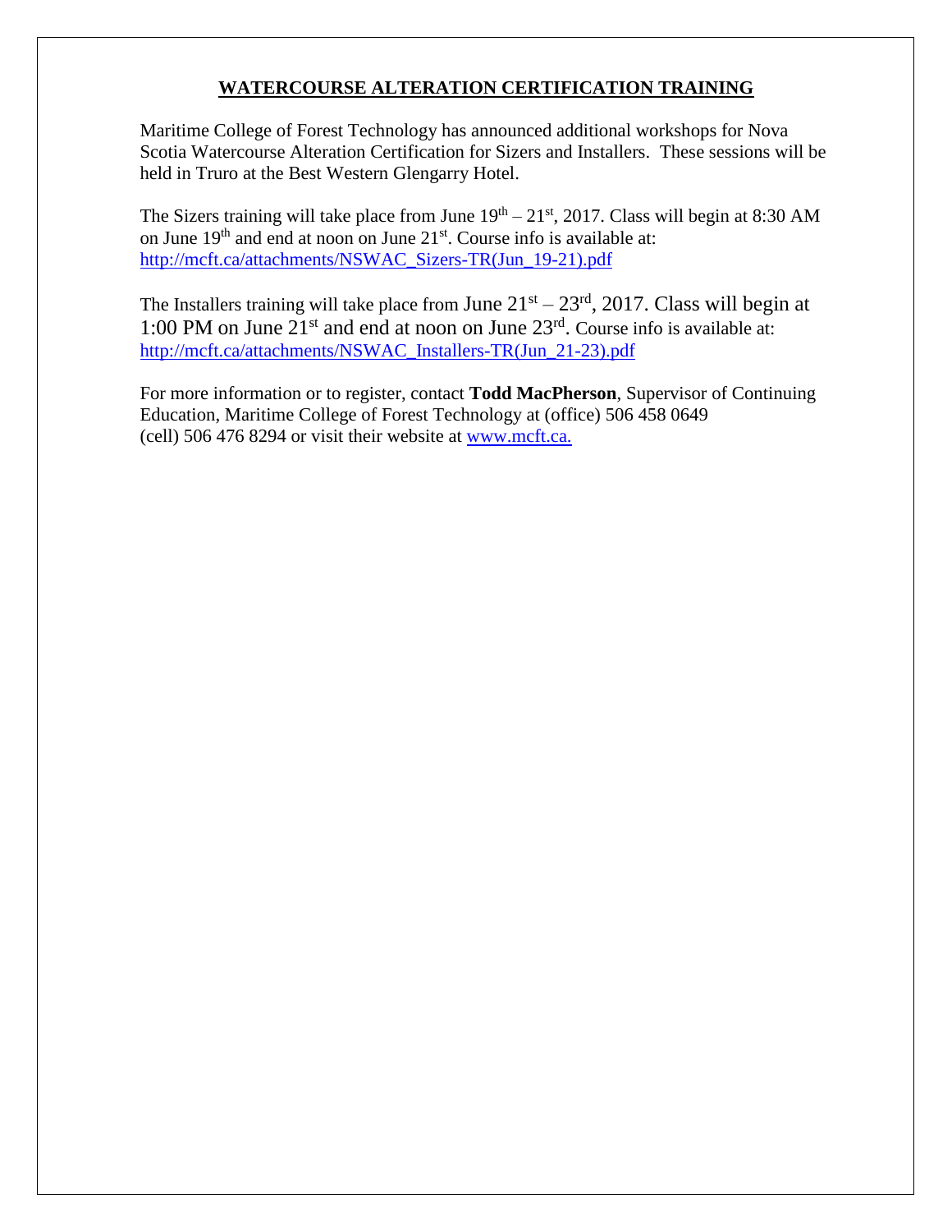## WATERCOURSE ALTERATION CERTIFICATION TRAINING

Maritime College of Forest Technology has announced additional workshops for Nova Scotia Watercourse Alteration Certification for Sizers and Installers. These sessions will be held in Truro at the Best Western Glengarry Hotel.

The Sizers training will take place from June 19th – 21st, 2017. Class will begin at 8:30 AM on June 19th and end at noon on June 21st. Course info is available at: http://mcft.ca/attachments/NSWAC_Sizers-TR(Jun_19-21).pdf

The Installers training will take place from June 21st – 23rd, 2017. Class will begin at 1:00 PM on June 21st and end at noon on June 23rd. Course info is available at: http://mcft.ca/attachments/NSWAC_Installers-TR(Jun_21-23).pdf

For more information or to register, contact **Todd MacPherson**, Supervisor of Continuing Education, Maritime College of Forest Technology at (office) 506 458 0649 (cell) 506 476 8294 or visit their website at www.mcft.ca.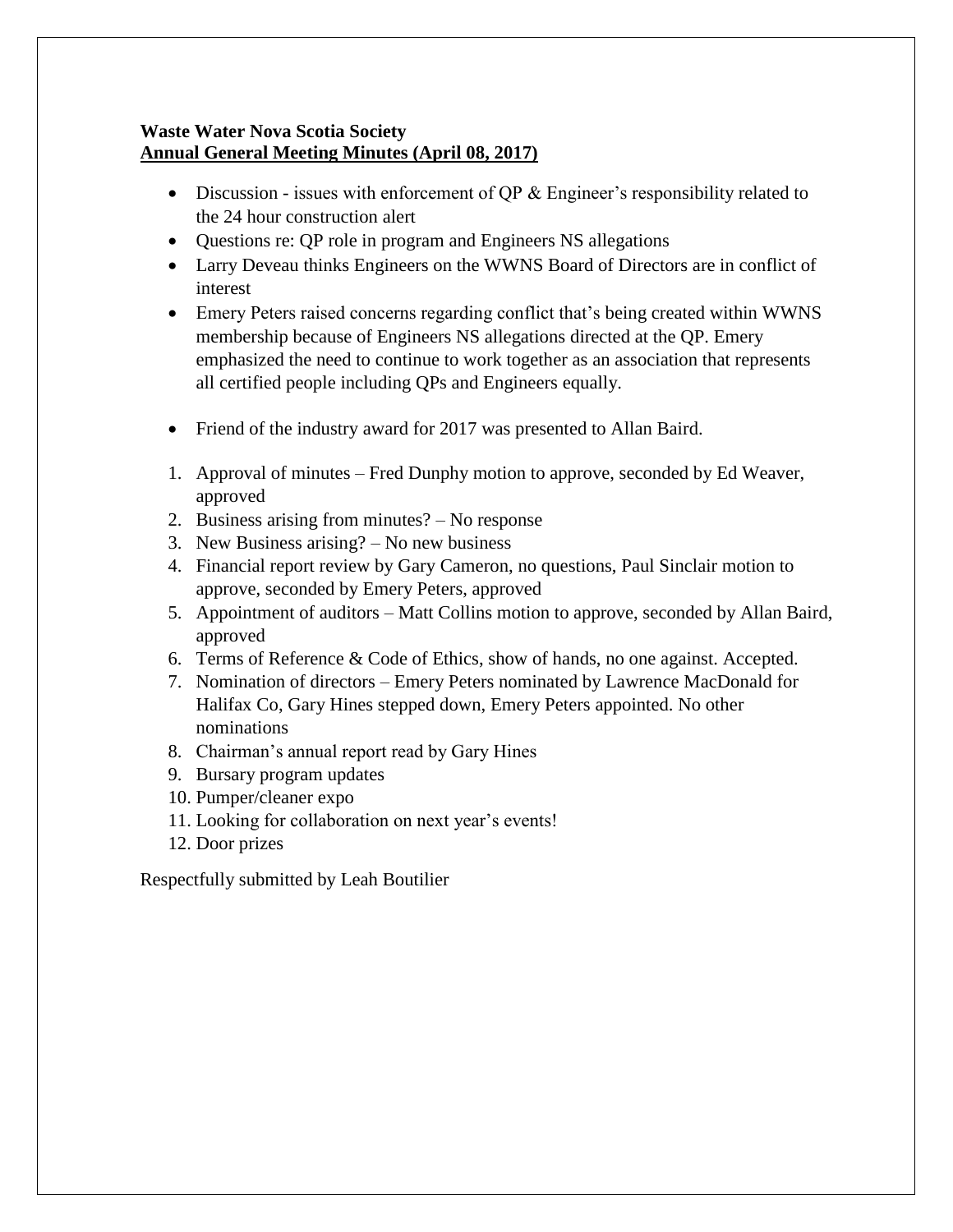**Waste Water Nova Scotia Society**
**Annual General Meeting Minutes (April 08, 2017)**

- Discussion - issues with enforcement of QP & Engineer's responsibility related to the 24 hour construction alert
- Questions re: QP role in program and Engineers NS allegations
- Larry Deveau thinks Engineers on the WWNS Board of Directors are in conflict of interest
- Emery Peters raised concerns regarding conflict that's being created within WWNS membership because of Engineers NS allegations directed at the QP. Emery emphasized the need to continue to work together as an association that represents all certified people including QPs and Engineers equally.

- Friend of the industry award for 2017 was presented to Allan Baird.

1. Approval of minutes – Fred Dunphy motion to approve, seconded by Ed Weaver, approved
2. Business arising from minutes? – No response
3. New Business arising? – No new business
4. Financial report review by Gary Cameron, no questions, Paul Sinclair motion to approve, seconded by Emery Peters, approved
5. Appointment of auditors – Matt Collins motion to approve, seconded by Allan Baird, approved
6. Terms of Reference & Code of Ethics, show of hands, no one against. Accepted.
7. Nomination of directors – Emery Peters nominated by Lawrence MacDonald for Halifax Co, Gary Hines stepped down, Emery Peters appointed. No other nominations
8. Chairman's annual report read by Gary Hines
9. Bursary program updates
10. Pumper/cleaner expo
11. Looking for collaboration on next year's events!
12. Door prizes

Respectfully submitted by Leah Boutilier